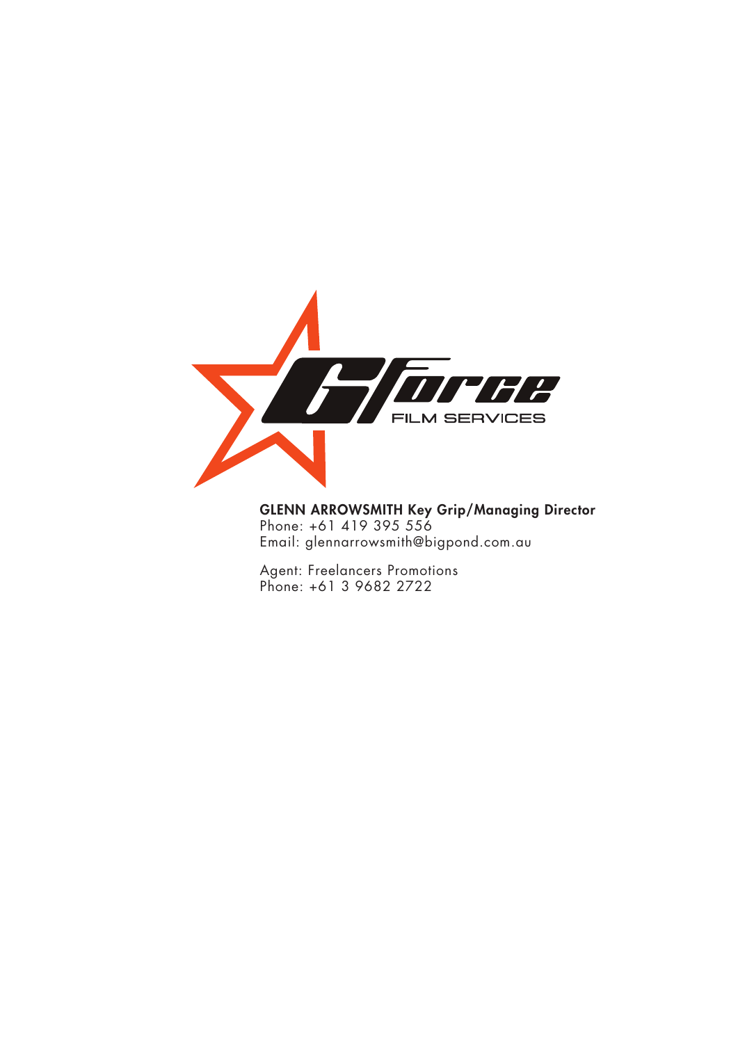GForce

FILM SERVICES

**GLENN ARROWSMITH Key Grip/Managing Director**
Phone: +61 419 395 556
Email: glennarrowsmith@bigpond.com.au

Agent: Freelancers Promotions
Phone: +61 3 9682 2722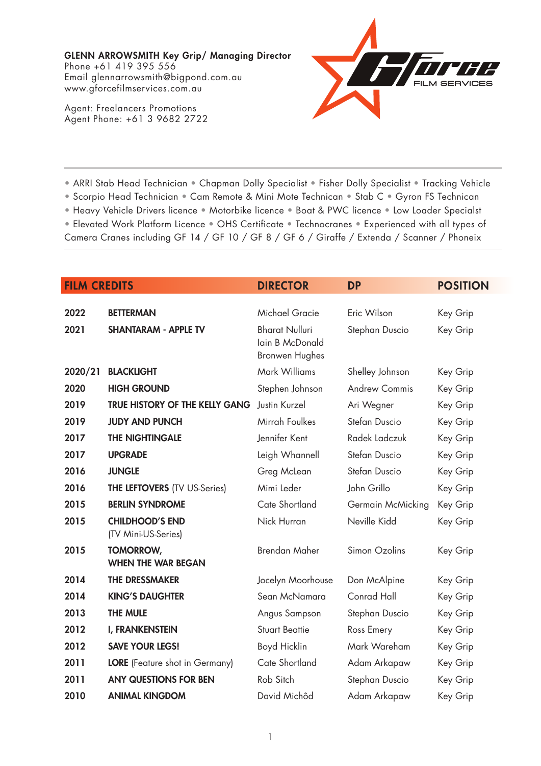**GLENN ARROWSMITH Key Grip/ Managing Director**
Phone +61 419 395 556
Email glennarrowsmith@bigpond.com.au
www.gforcefilmservices.com.au

Agent: Freelancers Promotions
Agent Phone: +61 3 9682 2722

---

• ARRI Stab Head Technician • Chapman Dolly Specialist • Fisher Dolly Specialist • Tracking Vehicle
• Scorpio Head Technician • Cam Remote & Mini Mote Technican • Stab C • Gyron FS Technican
• Heavy Vehicle Drivers licence • Motorbike licence • Boat & PWC licence • Low Loader Specialst
• Elevated Work Platform Licence • OHS Certificate • Technocranes • Experienced with all types of Camera Cranes including GF 14 / GF 10 / GF 8 / GF 6 / Giraffe / Extenda / Scanner / Phoneix

---

| FILM CREDITS | | DIRECTOR | DP | POSITION |
|---|---|---|---|---|
| 2022 | **BETTERMAN** | Michael Gracie | Eric Wilson | Key Grip |
| 2021 | **SHANTARAM - APPLE TV** | Bharat Nulluri<br>Iain B McDonald<br>Bronwen Hughes | Stephan Duscio | Key Grip |
| 2020/21 | **BLACKLIGHT** | Mark Williams | Shelley Johnson | Key Grip |
| 2020 | **HIGH GROUND** | Stephen Johnson | Andrew Commis | Key Grip |
| 2019 | **TRUE HISTORY OF THE KELLY GANG** | Justin Kurzel | Ari Wegner | Key Grip |
| 2019 | **JUDY AND PUNCH** | Mirrah Foulkes | Stefan Duscio | Key Grip |
| 2017 | **THE NIGHTINGALE** | Jennifer Kent | Radek Ladczuk | Key Grip |
| 2017 | **UPGRADE** | Leigh Whannell | Stefan Duscio | Key Grip |
| 2016 | **JUNGLE** | Greg McLean | Stefan Duscio | Key Grip |
| 2016 | **THE LEFTOVERS** (TV US-Series) | Mimi Leder | John Grillo | Key Grip |
| 2015 | **BERLIN SYNDROME** | Cate Shortland | Germain McMicking | Key Grip |
| 2015 | **CHILDHOOD'S END** (TV Mini-US-Series) | Nick Hurran | Neville Kidd | Key Grip |
| 2015 | **TOMORROW, WHEN THE WAR BEGAN** | Brendan Maher | Simon Ozolins | Key Grip |
| 2014 | **THE DRESSMAKER** | Jocelyn Moorhouse | Don McAlpine | Key Grip |
| 2014 | **KING'S DAUGHTER** | Sean McNamara | Conrad Hall | Key Grip |
| 2013 | **THE MULE** | Angus Sampson | Stephan Duscio | Key Grip |
| 2012 | **I, FRANKENSTEIN** | Stuart Beattie | Ross Emery | Key Grip |
| 2012 | **SAVE YOUR LEGS!** | Boyd Hicklin | Mark Wareham | Key Grip |
| 2011 | **LORE** (Feature shot in Germany) | Cate Shortland | Adam Arkapaw | Key Grip |
| 2011 | **ANY QUESTIONS FOR BEN** | Rob Sitch | Stephan Duscio | Key Grip |
| 2010 | **ANIMAL KINGDOM** | David Michôd | Adam Arkapaw | Key Grip |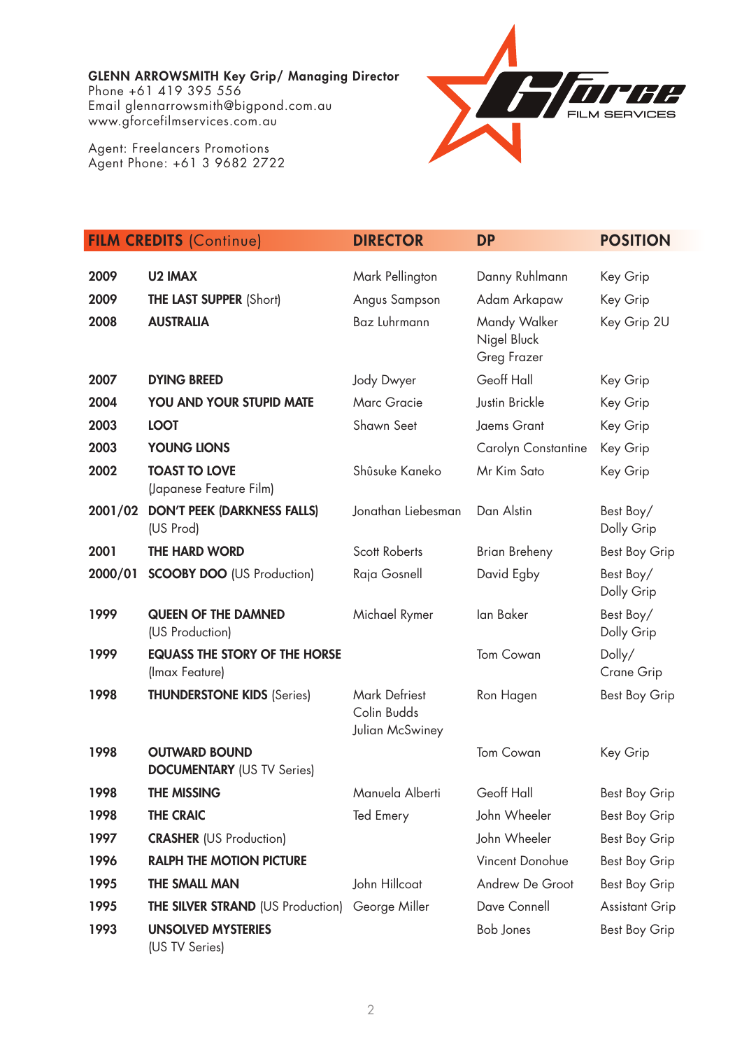**GLENN ARROWSMITH Key Grip/ Managing Director**
Phone +61 419 395 556
Email glennarrowsmith@bigpond.com.au
www.gforcefilmservices.com.au

Agent: Freelancers Promotions
Agent Phone: +61 3 9682 2722

| **FILM CREDITS** (Continue) | | **DIRECTOR** | **DP** | **POSITION** |
|---|---|---|---|---|
| 2009 | **U2 IMAX** | Mark Pellington | Danny Ruhlmann | Key Grip |
| 2009 | **THE LAST SUPPER** (Short) | Angus Sampson | Adam Arkapaw | Key Grip |
| 2008 | **AUSTRALIA** | Baz Luhrmann | Mandy Walker<br>Nigel Bluck<br>Greg Frazer | Key Grip 2U |
| 2007 | **DYING BREED** | Jody Dwyer | Geoff Hall | Key Grip |
| 2004 | **YOU AND YOUR STUPID MATE** | Marc Gracie | Justin Brickle | Key Grip |
| 2003 | **LOOT** | Shawn Seet | Jaems Grant | Key Grip |
| 2003 | **YOUNG LIONS** | | Carolyn Constantine | Key Grip |
| 2002 | **TOAST TO LOVE** (Japanese Feature Film) | Shûsuke Kaneko | Mr Kim Sato | Key Grip |
| 2001/02 | **DON'T PEEK (DARKNESS FALLS)** (US Prod) | Jonathan Liebesman | Dan Alstin | Best Boy/ Dolly Grip |
| 2001 | **THE HARD WORD** | Scott Roberts | Brian Breheny | Best Boy Grip |
| 2000/01 | **SCOOBY DOO** (US Production) | Raja Gosnell | David Egby | Best Boy/ Dolly Grip |
| 1999 | **QUEEN OF THE DAMNED** (US Production) | Michael Rymer | Ian Baker | Best Boy/ Dolly Grip |
| 1999 | **EQUASS THE STORY OF THE HORSE** (Imax Feature) | | Tom Cowan | Dolly/ Crane Grip |
| 1998 | **THUNDERSTONE KIDS** (Series) | Mark Defriest<br>Colin Budds<br>Julian McSwiney | Ron Hagen | Best Boy Grip |
| 1998 | **OUTWARD BOUND DOCUMENTARY** (US TV Series) | | Tom Cowan | Key Grip |
| 1998 | **THE MISSING** | Manuela Alberti | Geoff Hall | Best Boy Grip |
| 1998 | **THE CRAIC** | Ted Emery | John Wheeler | Best Boy Grip |
| 1997 | **CRASHER** (US Production) | | John Wheeler | Best Boy Grip |
| 1996 | **RALPH THE MOTION PICTURE** | | Vincent Donohue | Best Boy Grip |
| 1995 | **THE SMALL MAN** | John Hillcoat | Andrew De Groot | Best Boy Grip |
| 1995 | **THE SILVER STRAND** (US Production) | George Miller | Dave Connell | Assistant Grip |
| 1993 | **UNSOLVED MYSTERIES** (US TV Series) | | Bob Jones | Best Boy Grip |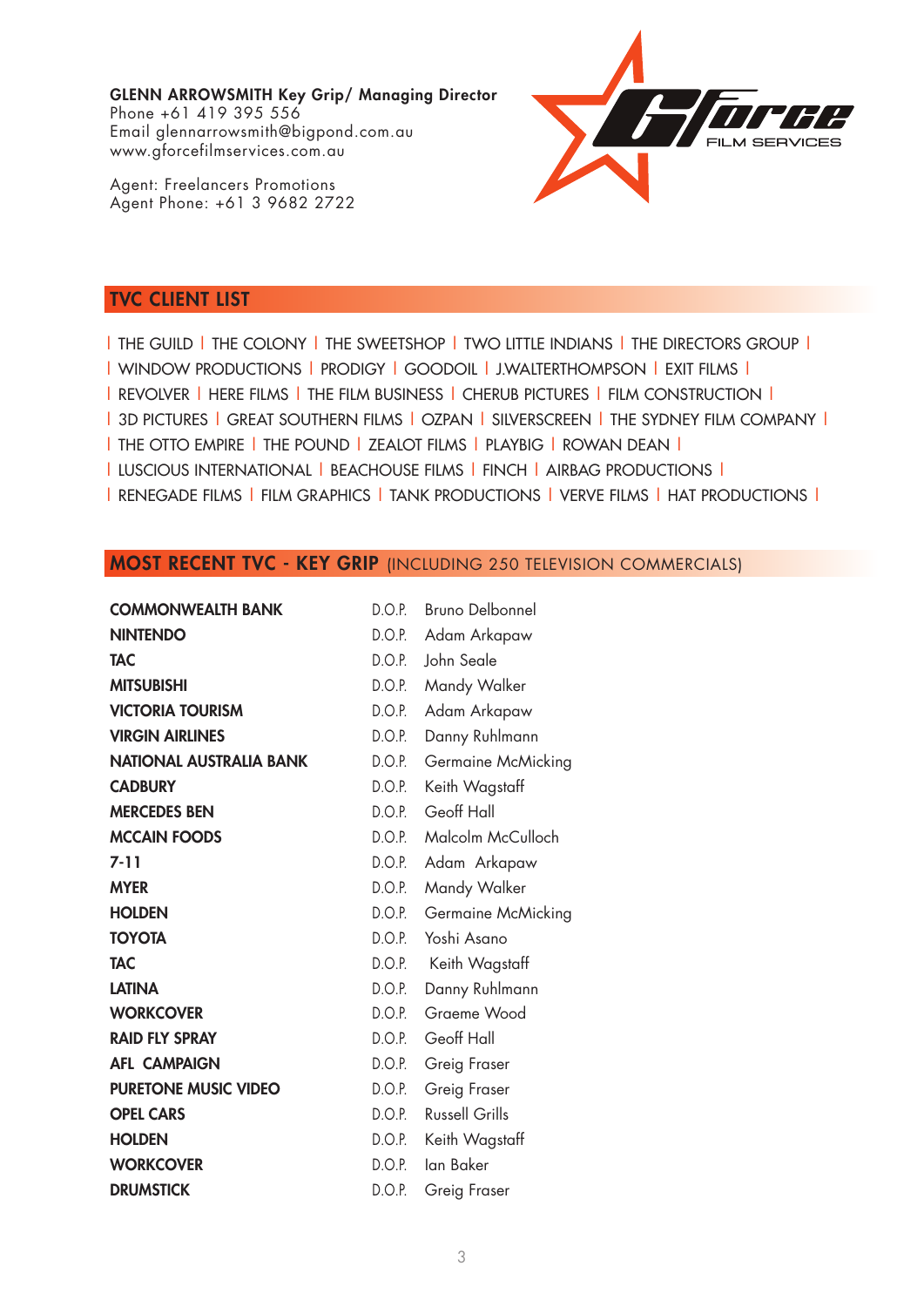**GLENN ARROWSMITH Key Grip/ Managing Director**
Phone +61 419 395 556
Email glennarrowsmith@bigpond.com.au
www.gforcefilmservices.com.au

Agent: Freelancers Promotions
Agent Phone: +61 3 9682 2722

## TVC CLIENT LIST

| THE GUILD | THE COLONY | THE SWEETSHOP | TWO LITTLE INDIANS | THE DIRECTORS GROUP |
| WINDOW PRODUCTIONS | PRODIGY | GOODOIL | J.WALTERTHOMPSON | EXIT FILMS |
| REVOLVER | HERE FILMS | THE FILM BUSINESS | CHERUB PICTURES | FILM CONSTRUCTION |
| 3D PICTURES | GREAT SOUTHERN FILMS | OZPAN | SILVERSCREEN | THE SYDNEY FILM COMPANY |
| THE OTTO EMPIRE | THE POUND | ZEALOT FILMS | PLAYBIG | ROWAN DEAN |
| LUSCIOUS INTERNATIONAL | BEACHOUSE FILMS | FINCH | AIRBAG PRODUCTIONS |
| RENEGADE FILMS | FILM GRAPHICS | TANK PRODUCTIONS | VERVE FILMS | HAT PRODUCTIONS |

## MOST RECENT TVC - KEY GRIP (INCLUDING 250 TELEVISION COMMERCIALS)

| Client | | D.O.P. |
|---|---|---|
| **COMMONWEALTH BANK** | D.O.P. | Bruno Delbonnel |
| **NINTENDO** | D.O.P. | Adam Arkapaw |
| **TAC** | D.O.P. | John Seale |
| **MITSUBISHI** | D.O.P. | Mandy Walker |
| **VICTORIA TOURISM** | D.O.P. | Adam Arkapaw |
| **VIRGIN AIRLINES** | D.O.P. | Danny Ruhlmann |
| **NATIONAL AUSTRALIA BANK** | D.O.P. | Germaine McMicking |
| **CADBURY** | D.O.P. | Keith Wagstaff |
| **MERCEDES BEN** | D.O.P. | Geoff Hall |
| **MCCAIN FOODS** | D.O.P. | Malcolm McCulloch |
| **7-11** | D.O.P. | Adam Arkapaw |
| **MYER** | D.O.P. | Mandy Walker |
| **HOLDEN** | D.O.P. | Germaine McMicking |
| **TOYOTA** | D.O.P. | Yoshi Asano |
| **TAC** | D.O.P. | Keith Wagstaff |
| **LATINA** | D.O.P. | Danny Ruhlmann |
| **WORKCOVER** | D.O.P. | Graeme Wood |
| **RAID FLY SPRAY** | D.O.P. | Geoff Hall |
| **AFL CAMPAIGN** | D.O.P. | Greig Fraser |
| **PURETONE MUSIC VIDEO** | D.O.P. | Greig Fraser |
| **OPEL CARS** | D.O.P. | Russell Grills |
| **HOLDEN** | D.O.P. | Keith Wagstaff |
| **WORKCOVER** | D.O.P. | Ian Baker |
| **DRUMSTICK** | D.O.P. | Greig Fraser |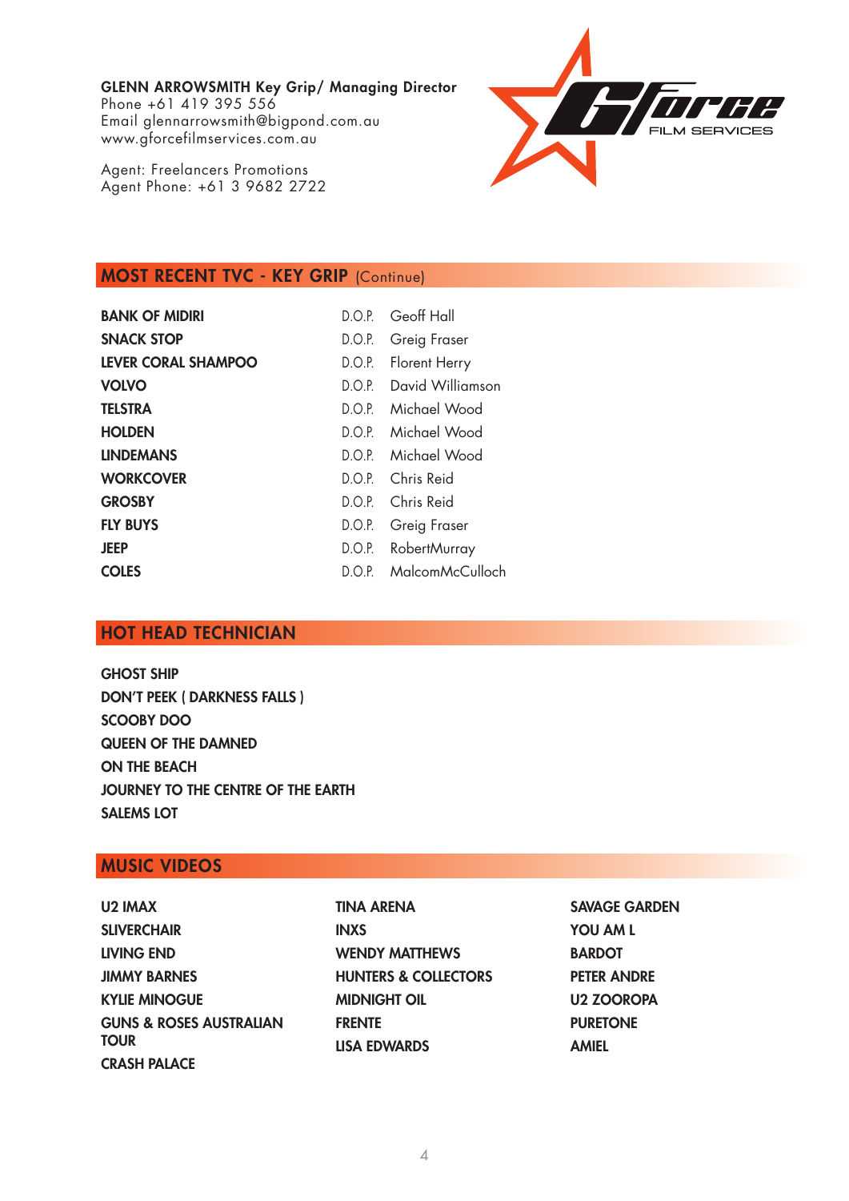**GLENN ARROWSMITH Key Grip/ Managing Director**
Phone +61 419 395 556
Email glennarrowsmith@bigpond.com.au
www.gforcefilmservices.com.au

Agent: Freelancers Promotions
Agent Phone: +61 3 9682 2722

## MOST RECENT TVC - KEY GRIP (Continue)

| | | |
|---|---|---|
| **BANK OF MIDIRI** | D.O.P. | Geoff Hall |
| **SNACK STOP** | D.O.P. | Greig Fraser |
| **LEVER CORAL SHAMPOO** | D.O.P. | Florent Herry |
| **VOLVO** | D.O.P. | David Williamson |
| **TELSTRA** | D.O.P. | Michael Wood |
| **HOLDEN** | D.O.P. | Michael Wood |
| **LINDEMANS** | D.O.P. | Michael Wood |
| **WORKCOVER** | D.O.P. | Chris Reid |
| **GROSBY** | D.O.P. | Chris Reid |
| **FLY BUYS** | D.O.P. | Greig Fraser |
| **JEEP** | D.O.P. | RobertMurray |
| **COLES** | D.O.P. | MalcomMcCulloch |

## HOT HEAD TECHNICIAN

**GHOST SHIP**
**DON'T PEEK ( DARKNESS FALLS )**
**SCOOBY DOO**
**QUEEN OF THE DAMNED**
**ON THE BEACH**
**JOURNEY TO THE CENTRE OF THE EARTH**
**SALEMS LOT**

## MUSIC VIDEOS

**U2 IMAX**
**SLIVERCHAIR**
**LIVING END**
**JIMMY BARNES**
**KYLIE MINOGUE**
**GUNS & ROSES AUSTRALIAN TOUR**
**CRASH PALACE**
**TINA ARENA**
**INXS**
**WENDY MATTHEWS**
**HUNTERS & COLLECTORS**
**MIDNIGHT OIL**
**FRENTE**
**LISA EDWARDS**
**SAVAGE GARDEN**
**YOU AM L**
**BARDOT**
**PETER ANDRE**
**U2 ZOOROPA**
**PURETONE**
**AMIEL**